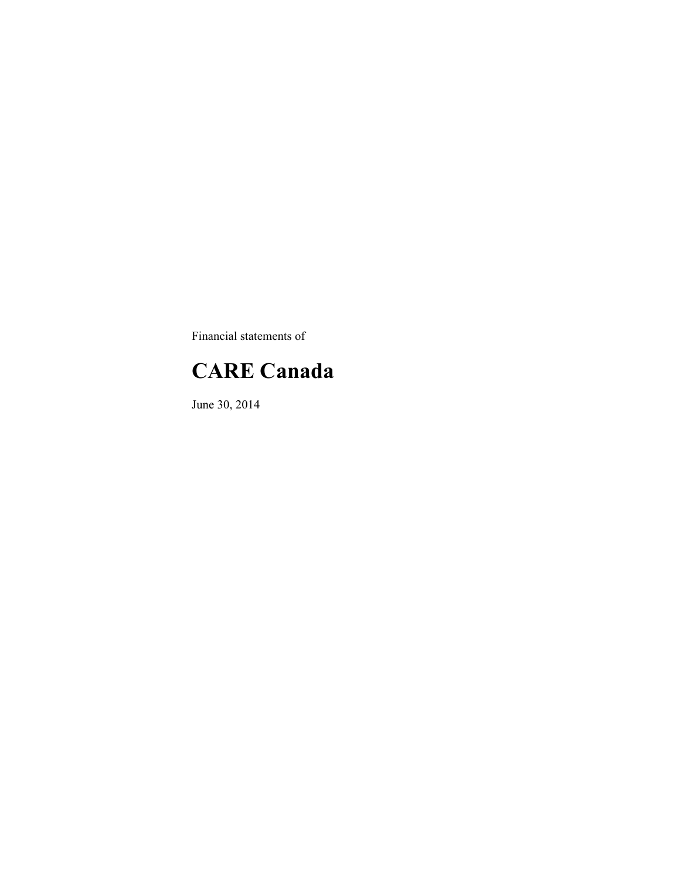Financial statements of

# CARE Canada

June 30, 2014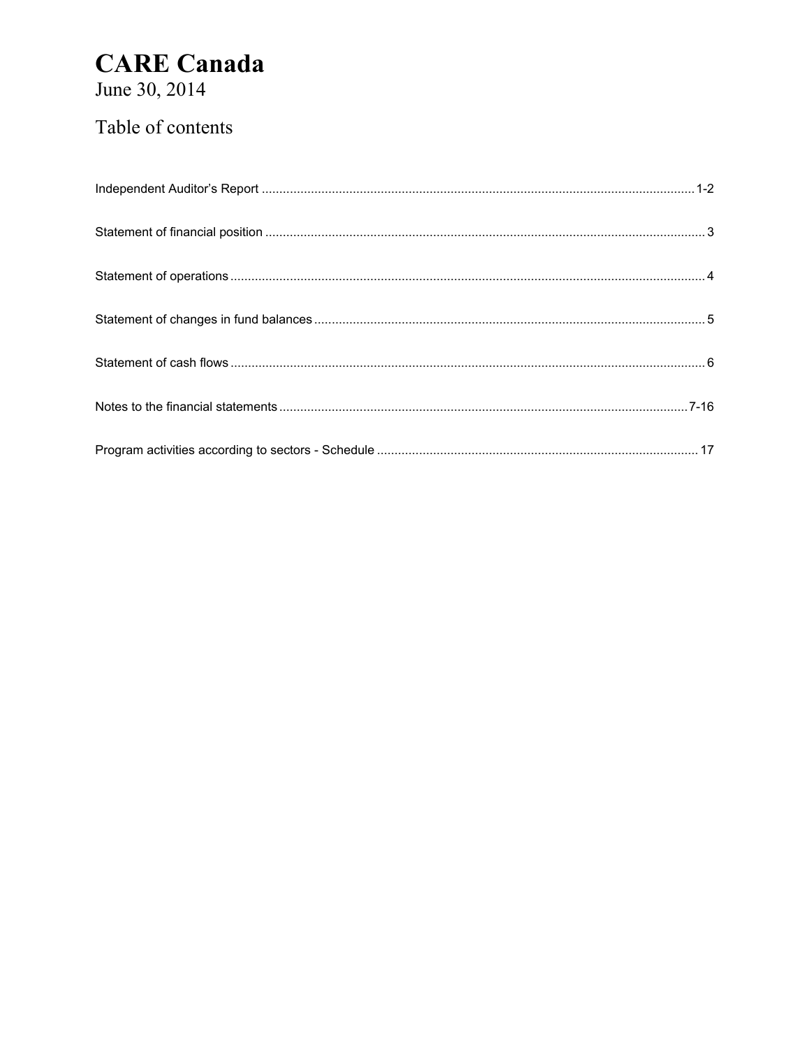# CARE Canada

June 30, 2014

## Table of contents

| | |
|---|---|
| Independent Auditor's Report | 1-2 |
| Statement of financial position | 3 |
| Statement of operations | 4 |
| Statement of changes in fund balances | 5 |
| Statement of cash flows | 6 |
| Notes to the financial statements | 7-16 |
| Program activities according to sectors - Schedule | 17 |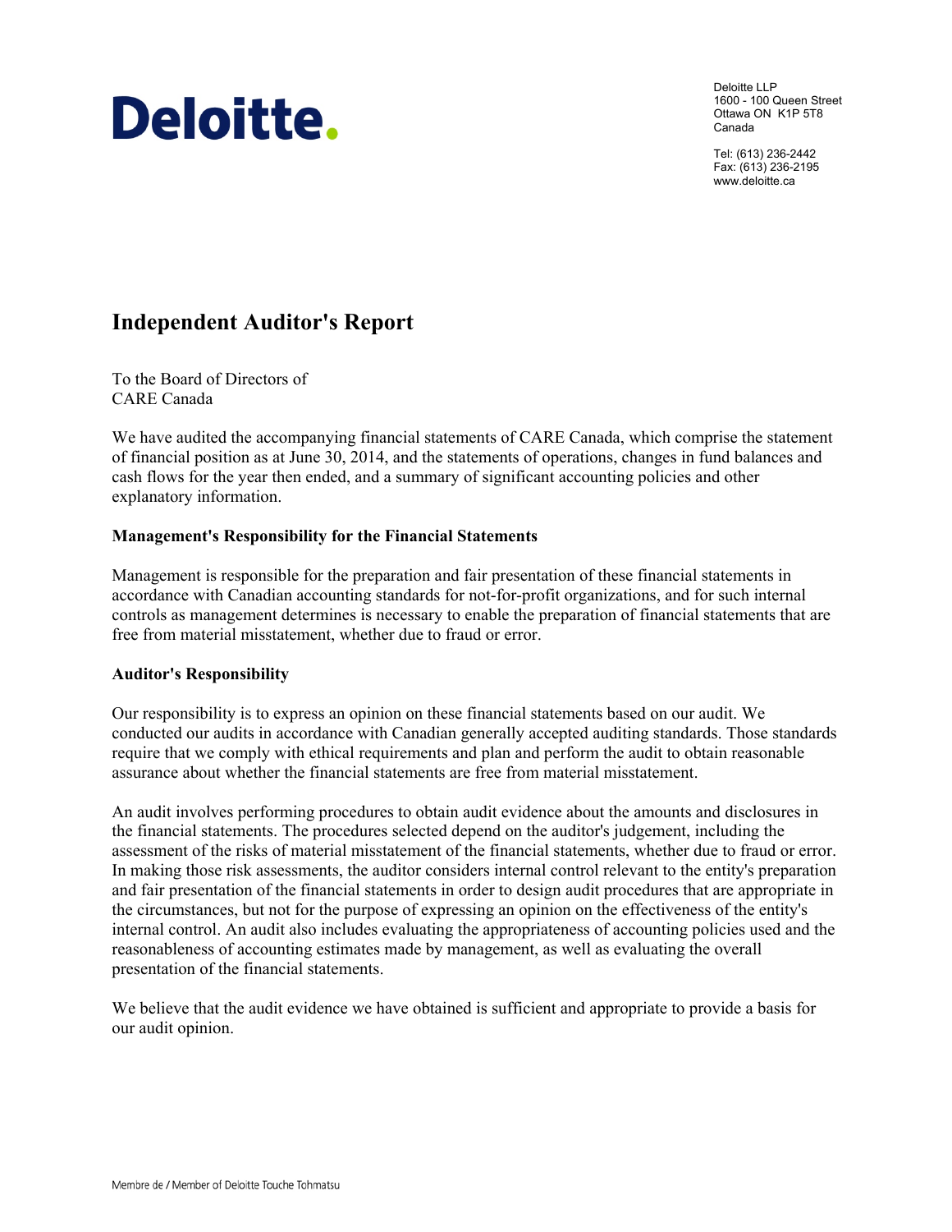Deloitte.

Deloitte LLP
1600 - 100 Queen Street
Ottawa ON K1P 5T8
Canada

Tel: (613) 236-2442
Fax: (613) 236-2195
www.deloitte.ca

# Independent Auditor's Report

To the Board of Directors of
CARE Canada

We have audited the accompanying financial statements of CARE Canada, which comprise the statement of financial position as at June 30, 2014, and the statements of operations, changes in fund balances and cash flows for the year then ended, and a summary of significant accounting policies and other explanatory information.

**Management's Responsibility for the Financial Statements**

Management is responsible for the preparation and fair presentation of these financial statements in accordance with Canadian accounting standards for not-for-profit organizations, and for such internal controls as management determines is necessary to enable the preparation of financial statements that are free from material misstatement, whether due to fraud or error.

**Auditor's Responsibility**

Our responsibility is to express an opinion on these financial statements based on our audit. We conducted our audits in accordance with Canadian generally accepted auditing standards. Those standards require that we comply with ethical requirements and plan and perform the audit to obtain reasonable assurance about whether the financial statements are free from material misstatement.

An audit involves performing procedures to obtain audit evidence about the amounts and disclosures in the financial statements. The procedures selected depend on the auditor's judgement, including the assessment of the risks of material misstatement of the financial statements, whether due to fraud or error. In making those risk assessments, the auditor considers internal control relevant to the entity's preparation and fair presentation of the financial statements in order to design audit procedures that are appropriate in the circumstances, but not for the purpose of expressing an opinion on the effectiveness of the entity's internal control. An audit also includes evaluating the appropriateness of accounting policies used and the reasonableness of accounting estimates made by management, as well as evaluating the overall presentation of the financial statements.

We believe that the audit evidence we have obtained is sufficient and appropriate to provide a basis for our audit opinion.

Membre de / Member of Deloitte Touche Tohmatsu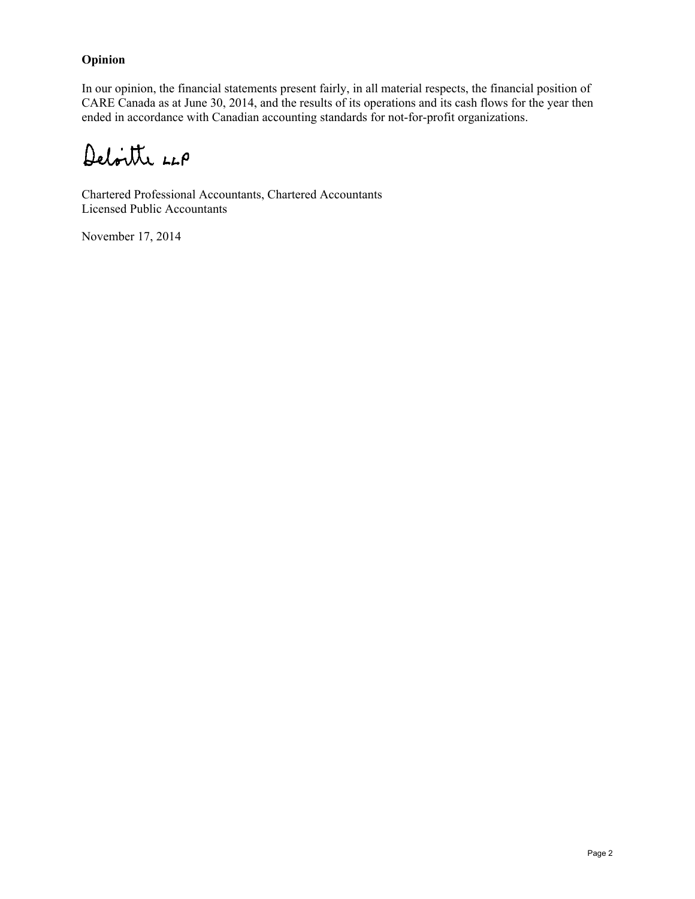**Opinion**

In our opinion, the financial statements present fairly, in all material respects, the financial position of CARE Canada as at June 30, 2014, and the results of its operations and its cash flows for the year then ended in accordance with Canadian accounting standards for not-for-profit organizations.

Deloitte LLP

Chartered Professional Accountants, Chartered Accountants
Licensed Public Accountants

November 17, 2014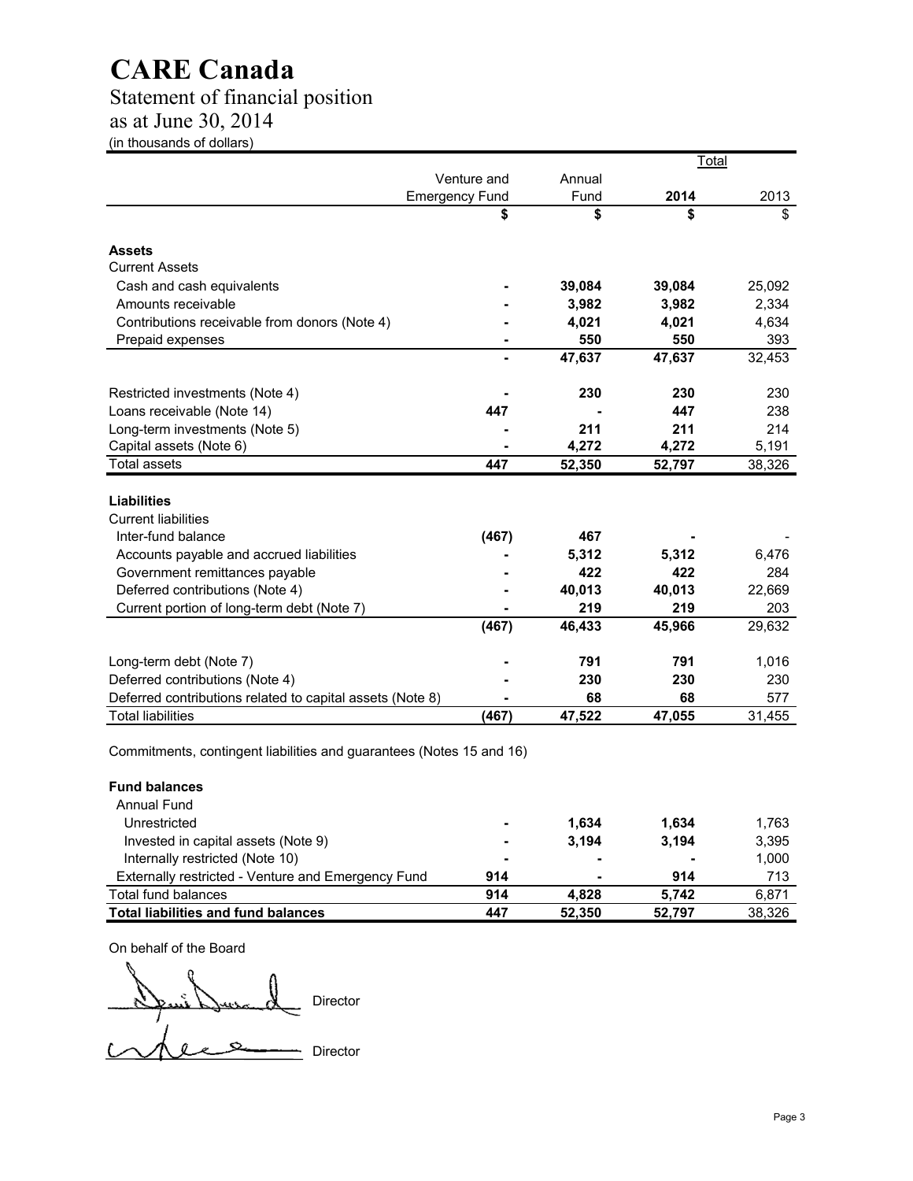# CARE Canada

## Statement of financial position

## as at June 30, 2014

(in thousands of dollars)

| | Venture and Emergency Fund | Annual Fund | Total 2014 | Total 2013 |
|---|---|---|---|---|
| | **$** | **$** | **$** | $ |
| **Assets** | | | | |
| Current Assets | | | | |
| Cash and cash equivalents | **-** | **39,084** | **39,084** | 25,092 |
| Amounts receivable | **-** | **3,982** | **3,982** | 2,334 |
| Contributions receivable from donors (Note 4) | **-** | **4,021** | **4,021** | 4,634 |
| Prepaid expenses | **-** | **550** | **550** | 393 |
| | **-** | **47,637** | **47,637** | 32,453 |
| Restricted investments (Note 4) | **-** | **230** | **230** | 230 |
| Loans receivable (Note 14) | **447** | **-** | **447** | 238 |
| Long-term investments (Note 5) | **-** | **211** | **211** | 214 |
| Capital assets (Note 6) | **-** | **4,272** | **4,272** | 5,191 |
| Total assets | **447** | **52,350** | **52,797** | 38,326 |
| **Liabilities** | | | | |
| Current liabilities | | | | |
| Inter-fund balance | **(467)** | **467** | **-** | - |
| Accounts payable and accrued liabilities | **-** | **5,312** | **5,312** | 6,476 |
| Government remittances payable | **-** | **422** | **422** | 284 |
| Deferred contributions (Note 4) | **-** | **40,013** | **40,013** | 22,669 |
| Current portion of long-term debt (Note 7) | **-** | **219** | **219** | 203 |
| | **(467)** | **46,433** | **45,966** | 29,632 |
| Long-term debt (Note 7) | **-** | **791** | **791** | 1,016 |
| Deferred contributions (Note 4) | **-** | **230** | **230** | 230 |
| Deferred contributions related to capital assets (Note 8) | **-** | **68** | **68** | 577 |
| Total liabilities | **(467)** | **47,522** | **47,055** | 31,455 |

Commitments, contingent liabilities and guarantees (Notes 15 and 16)

| | Venture and Emergency Fund | Annual Fund | Total 2014 | Total 2013 |
|---|---|---|---|---|
| **Fund balances** | | | | |
| Annual Fund | | | | |
| Unrestricted | **-** | **1,634** | **1,634** | 1,763 |
| Invested in capital assets (Note 9) | **-** | **3,194** | **3,194** | 3,395 |
| Internally restricted (Note 10) | **-** | **-** | **-** | 1,000 |
| Externally restricted - Venture and Emergency Fund | **914** | **-** | **914** | 713 |
| Total fund balances | **914** | **4,828** | **5,742** | 6,871 |
| **Total liabilities and fund balances** | **447** | **52,350** | **52,797** | 38,326 |

On behalf of the Board

_________________ Director

_________________ Director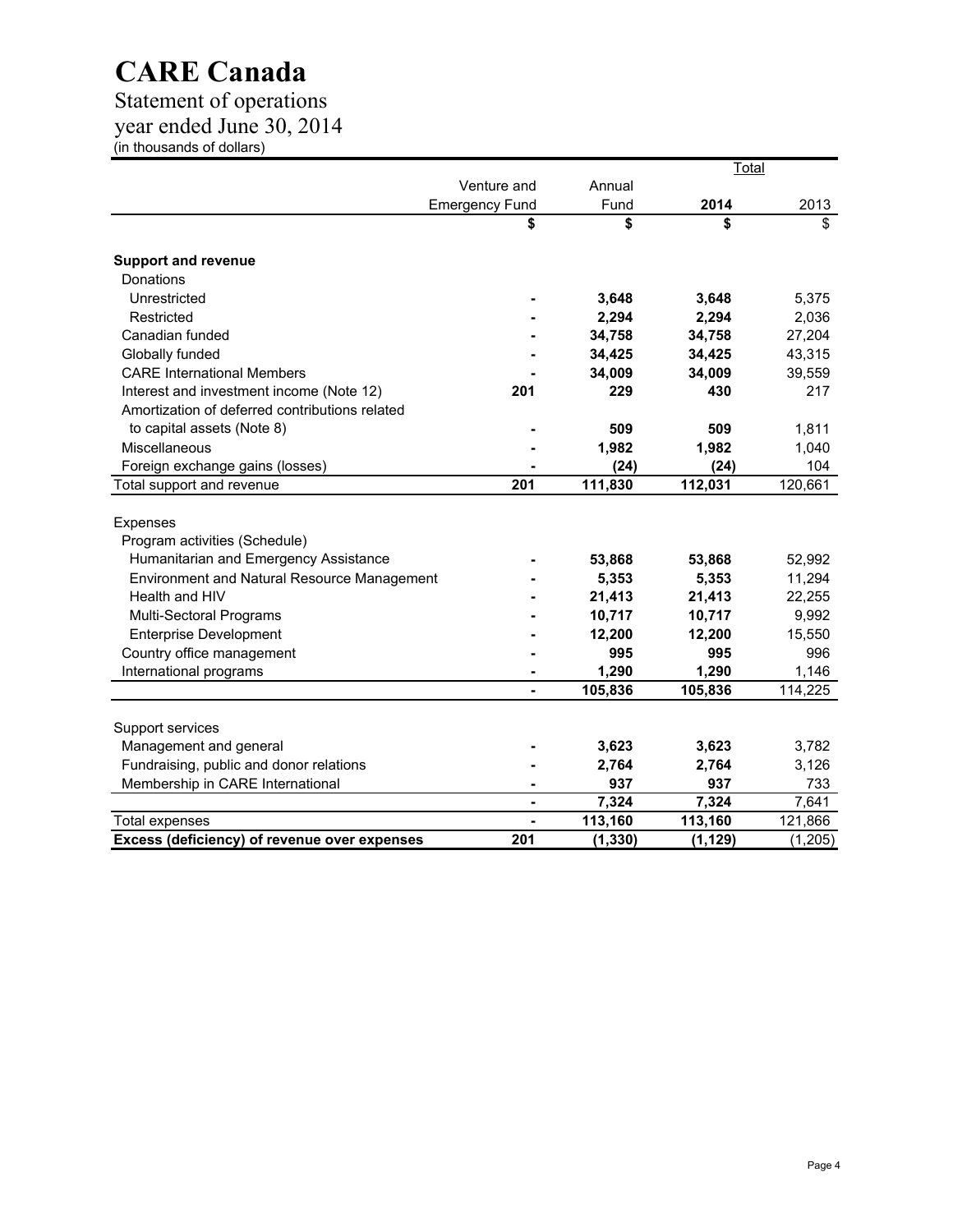# CARE Canada

## Statement of operations

## year ended June 30, 2014

(in thousands of dollars)

| | Venture and Emergency Fund | Annual Fund | Total 2014 | Total 2013 |
|---|---|---|---|---|
| | **$** | **$** | **$** | $ |
| **Support and revenue** | | | | |
| Donations | | | | |
| Unrestricted | **-** | **3,648** | **3,648** | 5,375 |
| Restricted | **-** | **2,294** | **2,294** | 2,036 |
| Canadian funded | **-** | **34,758** | **34,758** | 27,204 |
| Globally funded | **-** | **34,425** | **34,425** | 43,315 |
| CARE International Members | **-** | **34,009** | **34,009** | 39,559 |
| Interest and investment income (Note 12) | **201** | **229** | **430** | 217 |
| Amortization of deferred contributions related to capital assets (Note 8) | **-** | **509** | **509** | 1,811 |
| Miscellaneous | **-** | **1,982** | **1,982** | 1,040 |
| Foreign exchange gains (losses) | **-** | **(24)** | **(24)** | 104 |
| Total support and revenue | **201** | **111,830** | **112,031** | 120,661 |
| | | | | |
| Expenses | | | | |
| Program activities (Schedule) | | | | |
| Humanitarian and Emergency Assistance | **-** | **53,868** | **53,868** | 52,992 |
| Environment and Natural Resource Management | **-** | **5,353** | **5,353** | 11,294 |
| Health and HIV | **-** | **21,413** | **21,413** | 22,255 |
| Multi-Sectoral Programs | **-** | **10,717** | **10,717** | 9,992 |
| Enterprise Development | **-** | **12,200** | **12,200** | 15,550 |
| Country office management | **-** | **995** | **995** | 996 |
| International programs | **-** | **1,290** | **1,290** | 1,146 |
| | **-** | **105,836** | **105,836** | 114,225 |
| | | | | |
| Support services | | | | |
| Management and general | **-** | **3,623** | **3,623** | 3,782 |
| Fundraising, public and donor relations | **-** | **2,764** | **2,764** | 3,126 |
| Membership in CARE International | **-** | **937** | **937** | 733 |
| | **-** | **7,324** | **7,324** | 7,641 |
| Total expenses | **-** | **113,160** | **113,160** | 121,866 |
| **Excess (deficiency) of revenue over expenses** | **201** | **(1,330)** | **(1,129)** | (1,205) |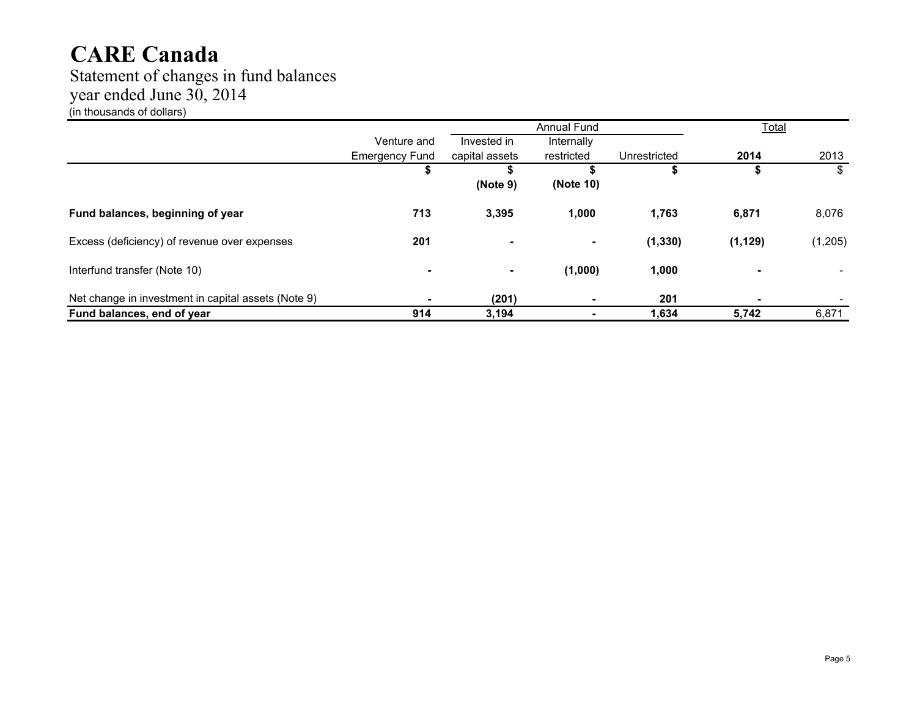# CARE Canada

Statement of changes in fund balances
year ended June 30, 2014
(in thousands of dollars)

| | | Annual Fund | | | Total | |
|---|---|---|---|---|---|---|
| | Venture and Emergency Fund | Invested in capital assets | Internally restricted | Unrestricted | **2014** | 2013 |
| | **$** | **$** (Note 9) | **$** (Note 10) | **$** | **$** | $ |
| **Fund balances, beginning of year** | **713** | **3,395** | **1,000** | **1,763** | **6,871** | 8,076 |
| Excess (deficiency) of revenue over expenses | **201** | **-** | **-** | **(1,330)** | **(1,129)** | (1,205) |
| Interfund transfer (Note 10) | **-** | **-** | **(1,000)** | **1,000** | **-** | - |
| Net change in investment in capital assets (Note 9) | **-** | **(201)** | **-** | **201** | **-** | - |
| **Fund balances, end of year** | **914** | **3,194** | **-** | **1,634** | **5,742** | 6,871 |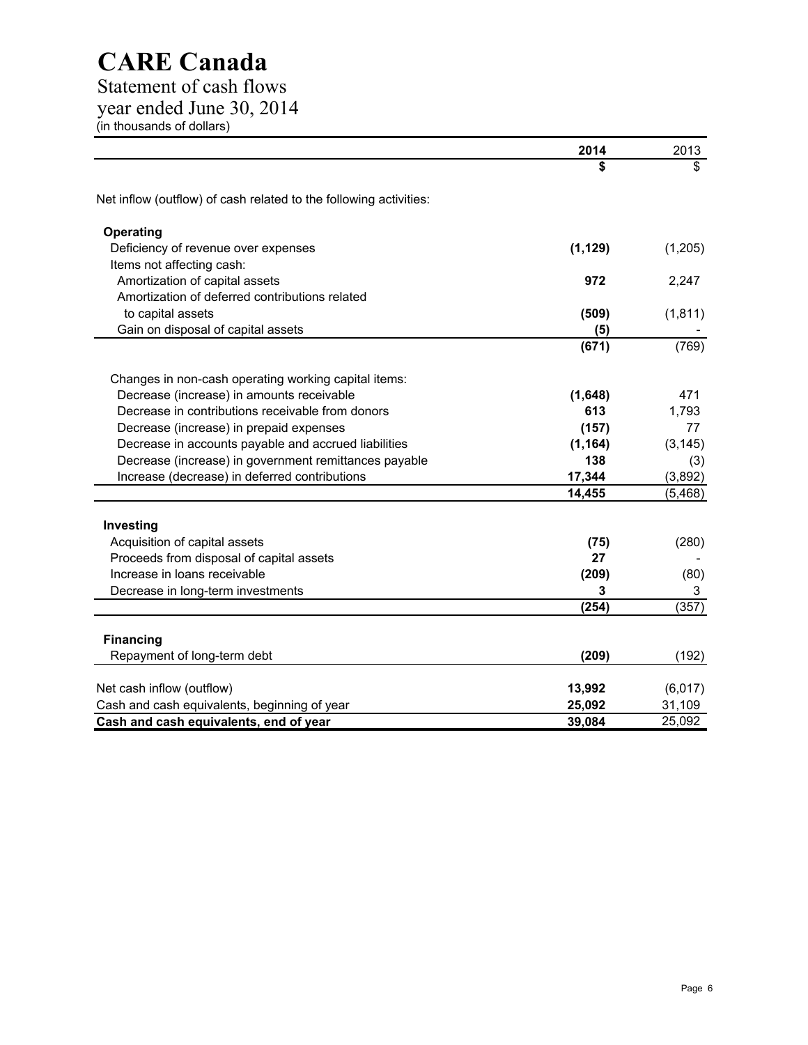# CARE Canada

Statement of cash flows
year ended June 30, 2014
(in thousands of dollars)

| | 2014 | 2013 |
|---|---|---|
| | **$** | $ |
| Net inflow (outflow) of cash related to the following activities: | | |
| **Operating** | | |
| Deficiency of revenue over expenses | **(1,129)** | (1,205) |
| Items not affecting cash: | | |
| Amortization of capital assets | **972** | 2,247 |
| Amortization of deferred contributions related to capital assets | **(509)** | (1,811) |
| Gain on disposal of capital assets | **(5)** | - |
| | **(671)** | (769) |
| Changes in non-cash operating working capital items: | | |
| Decrease (increase) in amounts receivable | **(1,648)** | 471 |
| Decrease in contributions receivable from donors | **613** | 1,793 |
| Decrease (increase) in prepaid expenses | **(157)** | 77 |
| Decrease in accounts payable and accrued liabilities | **(1,164)** | (3,145) |
| Decrease (increase) in government remittances payable | **138** | (3) |
| Increase (decrease) in deferred contributions | **17,344** | (3,892) |
| | **14,455** | (5,468) |
| **Investing** | | |
| Acquisition of capital assets | **(75)** | (280) |
| Proceeds from disposal of capital assets | **27** | - |
| Increase in loans receivable | **(209)** | (80) |
| Decrease in long-term investments | **3** | 3 |
| | **(254)** | (357) |
| **Financing** | | |
| Repayment of long-term debt | **(209)** | (192) |
| Net cash inflow (outflow) | **13,992** | (6,017) |
| Cash and cash equivalents, beginning of year | **25,092** | 31,109 |
| **Cash and cash equivalents, end of year** | **39,084** | 25,092 |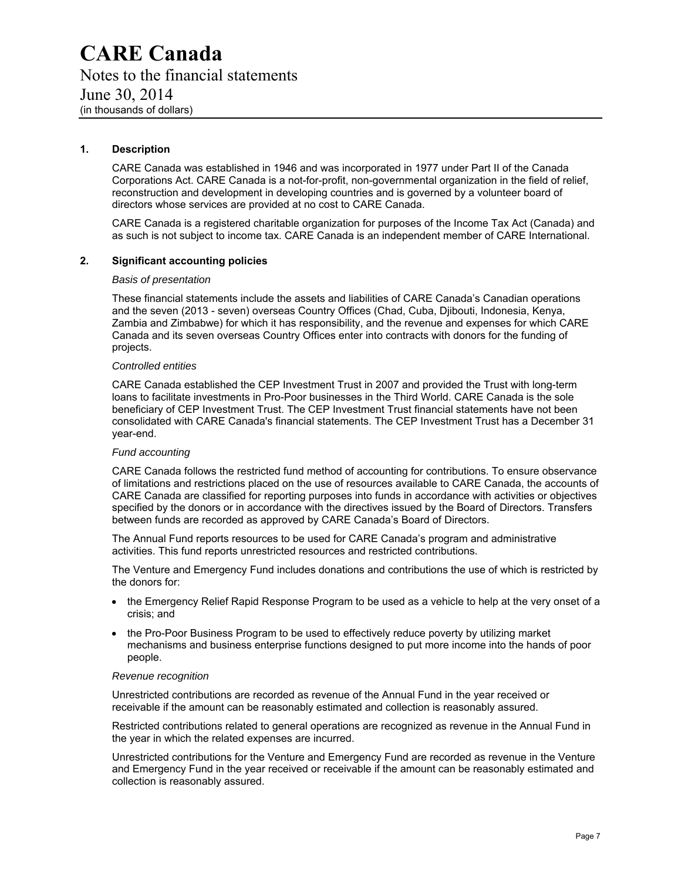# CARE Canada

Notes to the financial statements
June 30, 2014
(in thousands of dollars)

## 1. Description

CARE Canada was established in 1946 and was incorporated in 1977 under Part II of the Canada Corporations Act. CARE Canada is a not-for-profit, non-governmental organization in the field of relief, reconstruction and development in developing countries and is governed by a volunteer board of directors whose services are provided at no cost to CARE Canada.

CARE Canada is a registered charitable organization for purposes of the Income Tax Act (Canada) and as such is not subject to income tax. CARE Canada is an independent member of CARE International.

## 2. Significant accounting policies

*Basis of presentation*

These financial statements include the assets and liabilities of CARE Canada's Canadian operations and the seven (2013 - seven) overseas Country Offices (Chad, Cuba, Djibouti, Indonesia, Kenya, Zambia and Zimbabwe) for which it has responsibility, and the revenue and expenses for which CARE Canada and its seven overseas Country Offices enter into contracts with donors for the funding of projects.

*Controlled entities*

CARE Canada established the CEP Investment Trust in 2007 and provided the Trust with long-term loans to facilitate investments in Pro-Poor businesses in the Third World. CARE Canada is the sole beneficiary of CEP Investment Trust. The CEP Investment Trust financial statements have not been consolidated with CARE Canada's financial statements. The CEP Investment Trust has a December 31 year-end.

*Fund accounting*

CARE Canada follows the restricted fund method of accounting for contributions. To ensure observance of limitations and restrictions placed on the use of resources available to CARE Canada, the accounts of CARE Canada are classified for reporting purposes into funds in accordance with activities or objectives specified by the donors or in accordance with the directives issued by the Board of Directors. Transfers between funds are recorded as approved by CARE Canada's Board of Directors.

The Annual Fund reports resources to be used for CARE Canada's program and administrative activities. This fund reports unrestricted resources and restricted contributions.

The Venture and Emergency Fund includes donations and contributions the use of which is restricted by the donors for:

- the Emergency Relief Rapid Response Program to be used as a vehicle to help at the very onset of a crisis; and
- the Pro-Poor Business Program to be used to effectively reduce poverty by utilizing market mechanisms and business enterprise functions designed to put more income into the hands of poor people.

*Revenue recognition*

Unrestricted contributions are recorded as revenue of the Annual Fund in the year received or receivable if the amount can be reasonably estimated and collection is reasonably assured.

Restricted contributions related to general operations are recognized as revenue in the Annual Fund in the year in which the related expenses are incurred.

Unrestricted contributions for the Venture and Emergency Fund are recorded as revenue in the Venture and Emergency Fund in the year received or receivable if the amount can be reasonably estimated and collection is reasonably assured.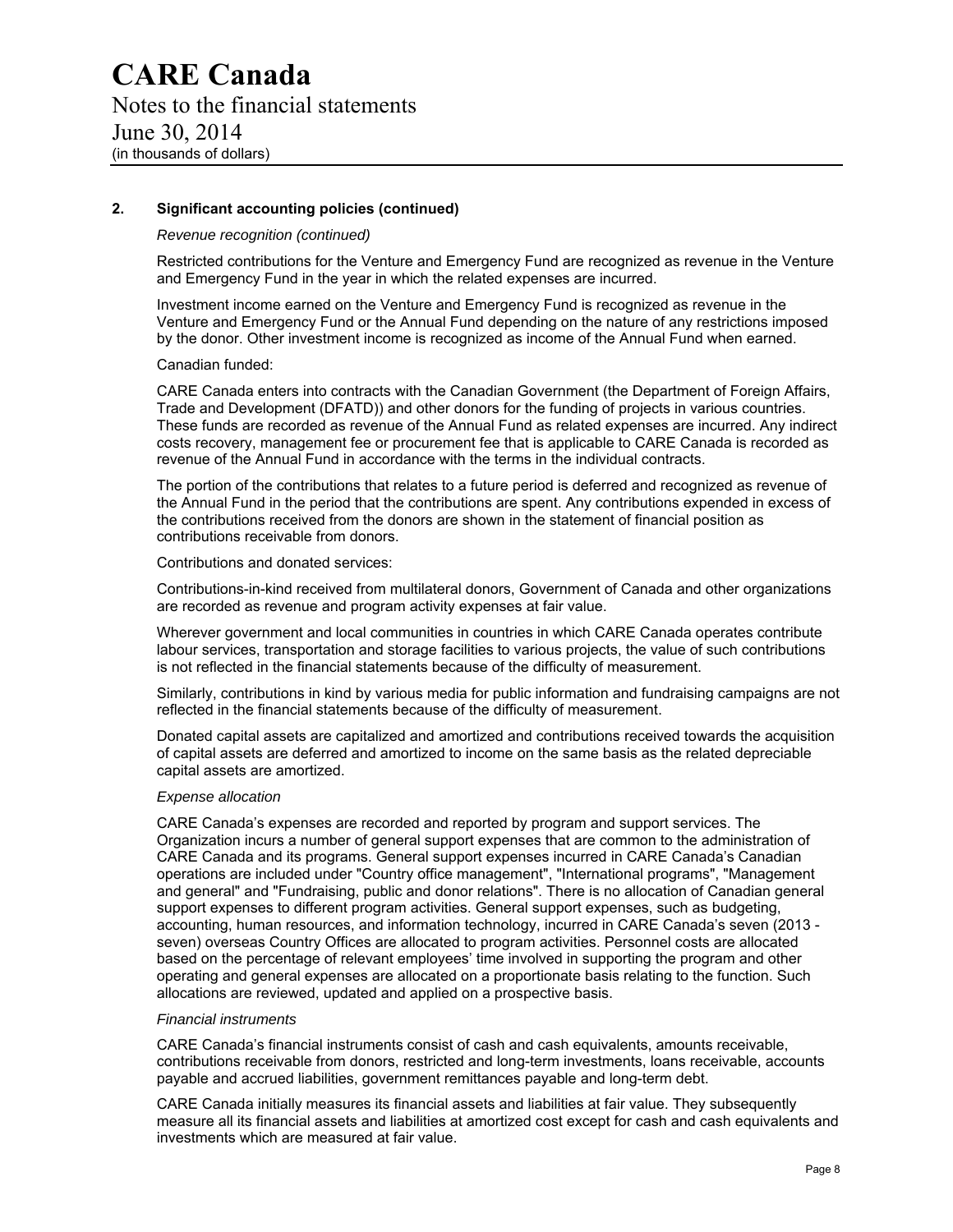# CARE Canada

Notes to the financial statements

June 30, 2014

(in thousands of dollars)

## 2. Significant accounting policies (continued)

*Revenue recognition (continued)*

Restricted contributions for the Venture and Emergency Fund are recognized as revenue in the Venture and Emergency Fund in the year in which the related expenses are incurred.

Investment income earned on the Venture and Emergency Fund is recognized as revenue in the Venture and Emergency Fund or the Annual Fund depending on the nature of any restrictions imposed by the donor. Other investment income is recognized as income of the Annual Fund when earned.

Canadian funded:

CARE Canada enters into contracts with the Canadian Government (the Department of Foreign Affairs, Trade and Development (DFATD)) and other donors for the funding of projects in various countries. These funds are recorded as revenue of the Annual Fund as related expenses are incurred. Any indirect costs recovery, management fee or procurement fee that is applicable to CARE Canada is recorded as revenue of the Annual Fund in accordance with the terms in the individual contracts.

The portion of the contributions that relates to a future period is deferred and recognized as revenue of the Annual Fund in the period that the contributions are spent. Any contributions expended in excess of the contributions received from the donors are shown in the statement of financial position as contributions receivable from donors.

Contributions and donated services:

Contributions-in-kind received from multilateral donors, Government of Canada and other organizations are recorded as revenue and program activity expenses at fair value.

Wherever government and local communities in countries in which CARE Canada operates contribute labour services, transportation and storage facilities to various projects, the value of such contributions is not reflected in the financial statements because of the difficulty of measurement.

Similarly, contributions in kind by various media for public information and fundraising campaigns are not reflected in the financial statements because of the difficulty of measurement.

Donated capital assets are capitalized and amortized and contributions received towards the acquisition of capital assets are deferred and amortized to income on the same basis as the related depreciable capital assets are amortized.

*Expense allocation*

CARE Canada's expenses are recorded and reported by program and support services. The Organization incurs a number of general support expenses that are common to the administration of CARE Canada and its programs. General support expenses incurred in CARE Canada's Canadian operations are included under "Country office management", "International programs", "Management and general" and "Fundraising, public and donor relations". There is no allocation of Canadian general support expenses to different program activities. General support expenses, such as budgeting, accounting, human resources, and information technology, incurred in CARE Canada's seven (2013 - seven) overseas Country Offices are allocated to program activities. Personnel costs are allocated based on the percentage of relevant employees' time involved in supporting the program and other operating and general expenses are allocated on a proportionate basis relating to the function. Such allocations are reviewed, updated and applied on a prospective basis.

*Financial instruments*

CARE Canada's financial instruments consist of cash and cash equivalents, amounts receivable, contributions receivable from donors, restricted and long-term investments, loans receivable, accounts payable and accrued liabilities, government remittances payable and long-term debt.

CARE Canada initially measures its financial assets and liabilities at fair value. They subsequently measure all its financial assets and liabilities at amortized cost except for cash and cash equivalents and investments which are measured at fair value.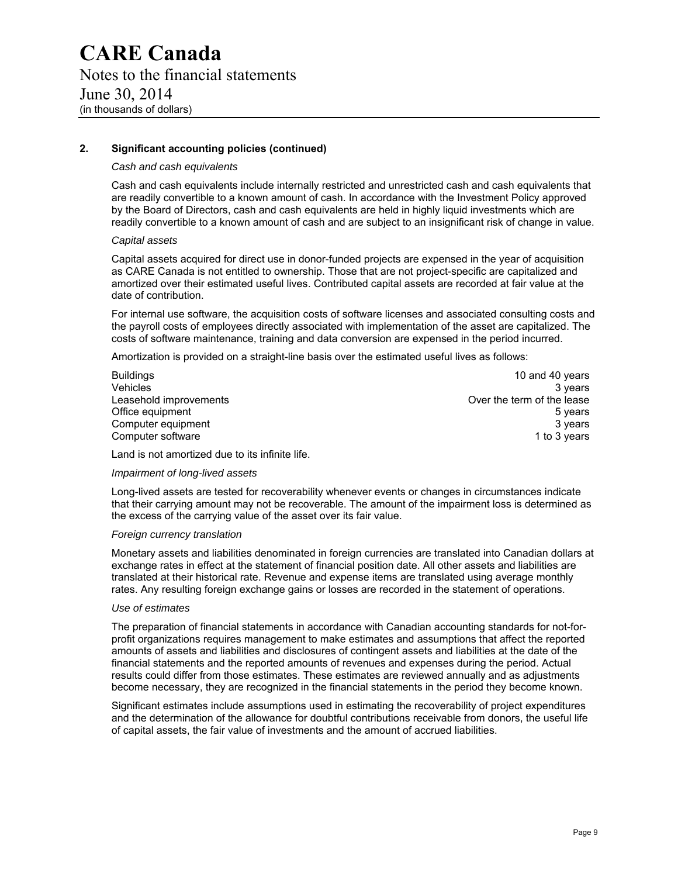# CARE Canada

Notes to the financial statements

June 30, 2014

(in thousands of dollars)

## 2. Significant accounting policies (continued)

*Cash and cash equivalents*

Cash and cash equivalents include internally restricted and unrestricted cash and cash equivalents that are readily convertible to a known amount of cash. In accordance with the Investment Policy approved by the Board of Directors, cash and cash equivalents are held in highly liquid investments which are readily convertible to a known amount of cash and are subject to an insignificant risk of change in value.

*Capital assets*

Capital assets acquired for direct use in donor-funded projects are expensed in the year of acquisition as CARE Canada is not entitled to ownership. Those that are not project-specific are capitalized and amortized over their estimated useful lives. Contributed capital assets are recorded at fair value at the date of contribution.

For internal use software, the acquisition costs of software licenses and associated consulting costs and the payroll costs of employees directly associated with implementation of the asset are capitalized. The costs of software maintenance, training and data conversion are expensed in the period incurred.

Amortization is provided on a straight-line basis over the estimated useful lives as follows:

| | |
|---|---|
| Buildings | 10 and 40 years |
| Vehicles | 3 years |
| Leasehold improvements | Over the term of the lease |
| Office equipment | 5 years |
| Computer equipment | 3 years |
| Computer software | 1 to 3 years |

Land is not amortized due to its infinite life.

*Impairment of long-lived assets*

Long-lived assets are tested for recoverability whenever events or changes in circumstances indicate that their carrying amount may not be recoverable. The amount of the impairment loss is determined as the excess of the carrying value of the asset over its fair value.

*Foreign currency translation*

Monetary assets and liabilities denominated in foreign currencies are translated into Canadian dollars at exchange rates in effect at the statement of financial position date. All other assets and liabilities are translated at their historical rate. Revenue and expense items are translated using average monthly rates. Any resulting foreign exchange gains or losses are recorded in the statement of operations.

*Use of estimates*

The preparation of financial statements in accordance with Canadian accounting standards for not-for-profit organizations requires management to make estimates and assumptions that affect the reported amounts of assets and liabilities and disclosures of contingent assets and liabilities at the date of the financial statements and the reported amounts of revenues and expenses during the period. Actual results could differ from those estimates. These estimates are reviewed annually and as adjustments become necessary, they are recognized in the financial statements in the period they become known.

Significant estimates include assumptions used in estimating the recoverability of project expenditures and the determination of the allowance for doubtful contributions receivable from donors, the useful life of capital assets, the fair value of investments and the amount of accrued liabilities.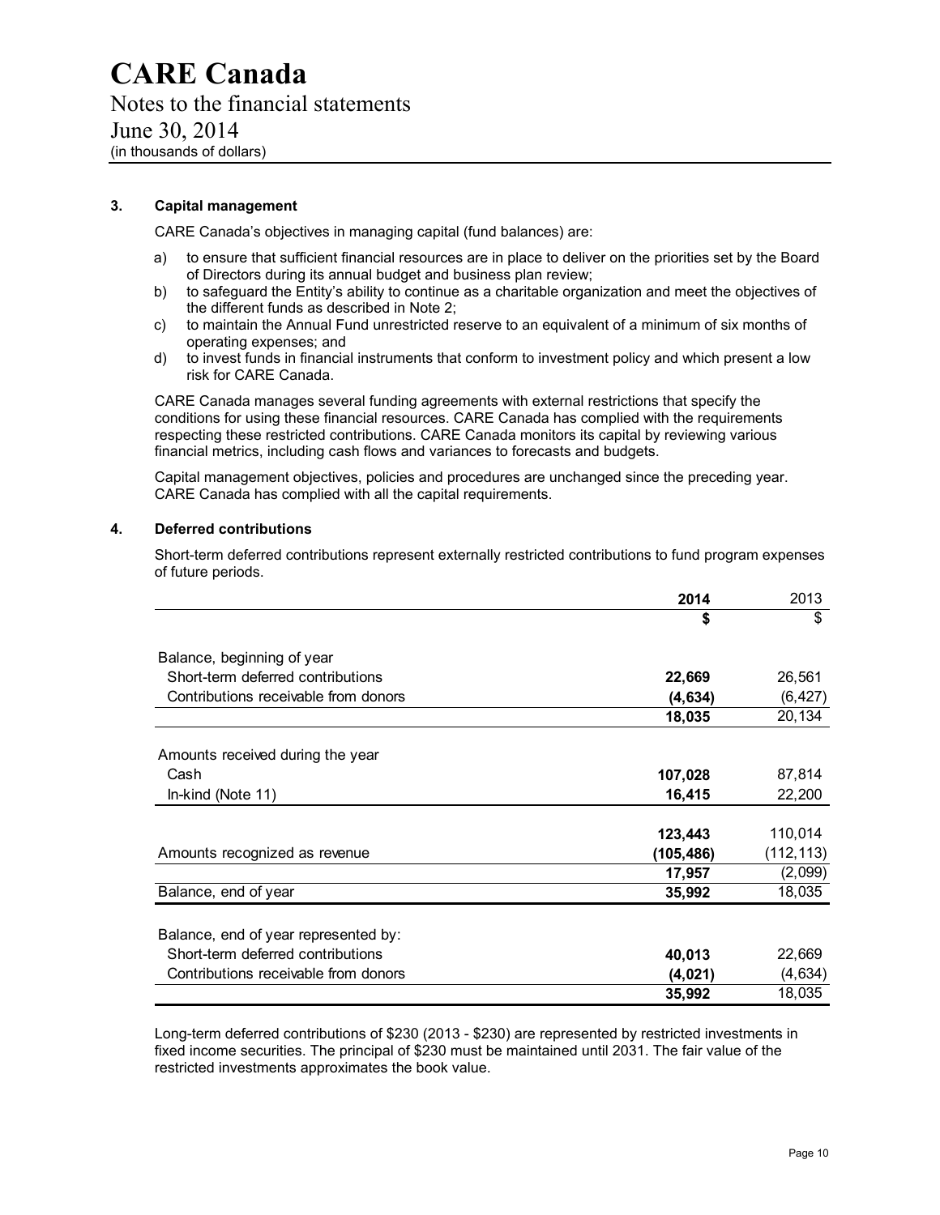# CARE Canada

Notes to the financial statements

June 30, 2014

(in thousands of dollars)

### 3. Capital management

CARE Canada's objectives in managing capital (fund balances) are:

a) to ensure that sufficient financial resources are in place to deliver on the priorities set by the Board of Directors during its annual budget and business plan review;
b) to safeguard the Entity's ability to continue as a charitable organization and meet the objectives of the different funds as described in Note 2;
c) to maintain the Annual Fund unrestricted reserve to an equivalent of a minimum of six months of operating expenses; and
d) to invest funds in financial instruments that conform to investment policy and which present a low risk for CARE Canada.

CARE Canada manages several funding agreements with external restrictions that specify the conditions for using these financial resources. CARE Canada has complied with the requirements respecting these restricted contributions. CARE Canada monitors its capital by reviewing various financial metrics, including cash flows and variances to forecasts and budgets.

Capital management objectives, policies and procedures are unchanged since the preceding year. CARE Canada has complied with all the capital requirements.

### 4. Deferred contributions

Short-term deferred contributions represent externally restricted contributions to fund program expenses of future periods.

| | **2014** | 2013 |
|---|---|---|
| | **$** | $ |
| Balance, beginning of year | | |
| Short-term deferred contributions | **22,669** | 26,561 |
| Contributions receivable from donors | **(4,634)** | (6,427) |
| | **18,035** | 20,134 |
| Amounts received during the year | | |
| Cash | **107,028** | 87,814 |
| In-kind (Note 11) | **16,415** | 22,200 |
| | **123,443** | 110,014 |
| Amounts recognized as revenue | **(105,486)** | (112,113) |
| | **17,957** | (2,099) |
| Balance, end of year | **35,992** | 18,035 |
| Balance, end of year represented by: | | |
| Short-term deferred contributions | **40,013** | 22,669 |
| Contributions receivable from donors | **(4,021)** | (4,634) |
| | **35,992** | 18,035 |

Long-term deferred contributions of $230 (2013 - $230) are represented by restricted investments in fixed income securities. The principal of $230 must be maintained until 2031. The fair value of the restricted investments approximates the book value.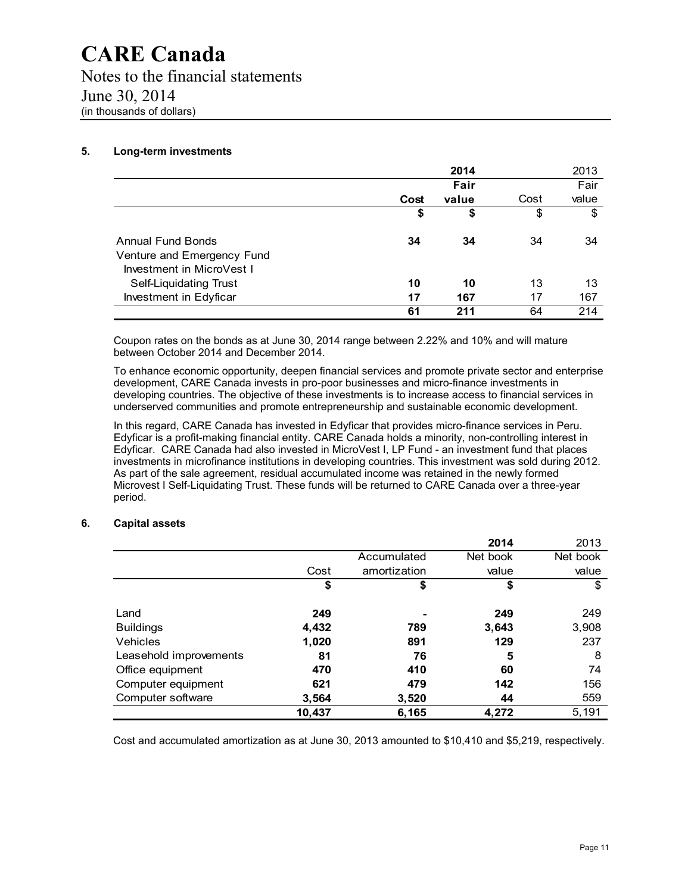# CARE Canada

Notes to the financial statements
June 30, 2014
(in thousands of dollars)

## 5. Long-term investments

| | 2014 | | 2013 | |
|---|---|---|---|---|
| | **Cost** | **Fair value** | Cost | Fair value |
| | **$** | **$** | $ | $ |
| Annual Fund Bonds | **34** | **34** | 34 | 34 |
| Venture and Emergency Fund | | | | |
| Investment in MicroVest I Self-Liquidating Trust | **10** | **10** | 13 | 13 |
| Investment in Edyficar | **17** | **167** | 17 | 167 |
| | **61** | **211** | 64 | 214 |

Coupon rates on the bonds as at June 30, 2014 range between 2.22% and 10% and will mature between October 2014 and December 2014.

To enhance economic opportunity, deepen financial services and promote private sector and enterprise development, CARE Canada invests in pro-poor businesses and micro-finance investments in developing countries. The objective of these investments is to increase access to financial services in underserved communities and promote entrepreneurship and sustainable economic development.

In this regard, CARE Canada has invested in Edyficar that provides micro-finance services in Peru. Edyficar is a profit-making financial entity. CARE Canada holds a minority, non-controlling interest in Edyficar. CARE Canada had also invested in MicroVest I, LP Fund - an investment fund that places investments in microfinance institutions in developing countries. This investment was sold during 2012. As part of the sale agreement, residual accumulated income was retained in the newly formed Microvest I Self-Liquidating Trust. These funds will be returned to CARE Canada over a three-year period.

## 6. Capital assets

| | | | 2014 | 2013 |
|---|---|---|---|---|
| | Cost | Accumulated amortization | Net book value | Net book value |
| | **$** | **$** | **$** | $ |
| Land | **249** | **-** | **249** | 249 |
| Buildings | **4,432** | **789** | **3,643** | 3,908 |
| Vehicles | **1,020** | **891** | **129** | 237 |
| Leasehold improvements | **81** | **76** | **5** | 8 |
| Office equipment | **470** | **410** | **60** | 74 |
| Computer equipment | **621** | **479** | **142** | 156 |
| Computer software | **3,564** | **3,520** | **44** | 559 |
| | **10,437** | **6,165** | **4,272** | 5,191 |

Cost and accumulated amortization as at June 30, 2013 amounted to $10,410 and $5,219, respectively.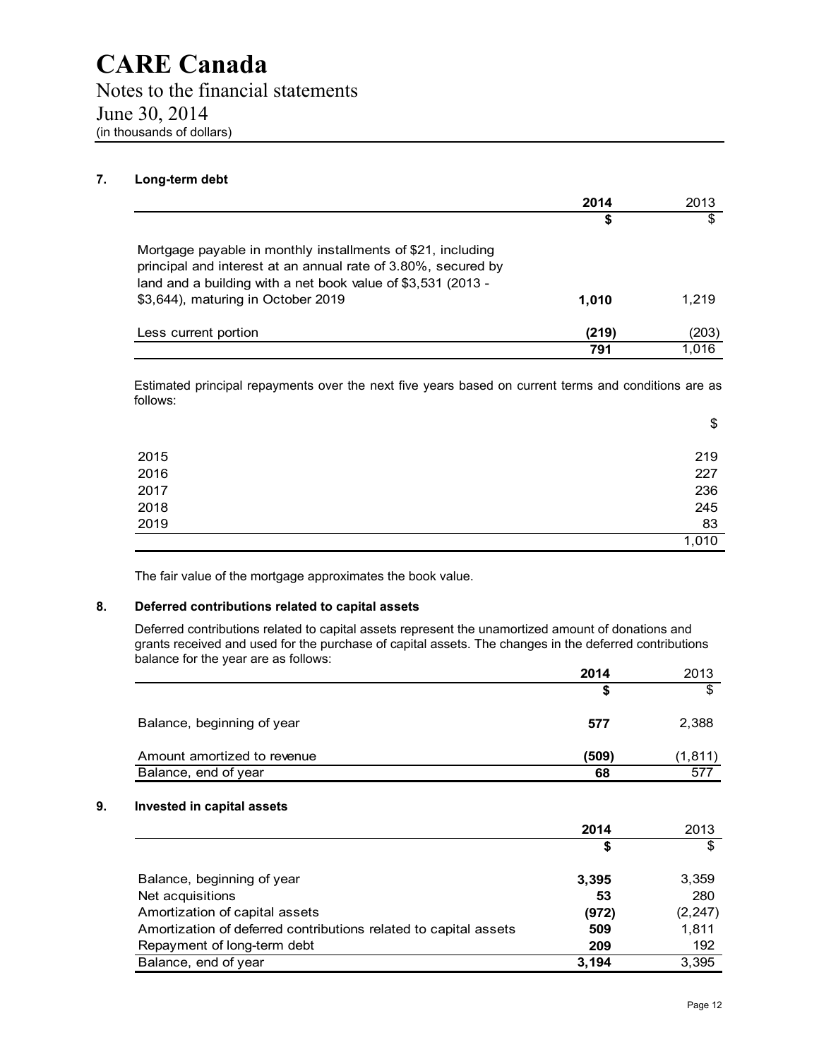# CARE Canada

Notes to the financial statements
June 30, 2014
(in thousands of dollars)

## 7. Long-term debt

| | 2014 | 2013 |
|---|---|---|
| | $ | $ |
| Mortgage payable in monthly installments of $21, including principal and interest at an annual rate of 3.80%, secured by land and a building with a net book value of $3,531 (2013 - $3,644), maturing in October 2019 | **1,010** | 1,219 |
| Less current portion | **(219)** | (203) |
| | **791** | 1,016 |

Estimated principal repayments over the next five years based on current terms and conditions are as follows:

| | $ |
|---|---|
| 2015 | 219 |
| 2016 | 227 |
| 2017 | 236 |
| 2018 | 245 |
| 2019 | 83 |
| | 1,010 |

The fair value of the mortgage approximates the book value.

## 8. Deferred contributions related to capital assets

Deferred contributions related to capital assets represent the unamortized amount of donations and grants received and used for the purchase of capital assets. The changes in the deferred contributions balance for the year are as follows:

| | 2014 | 2013 |
|---|---|---|
| | $ | $ |
| Balance, beginning of year | **577** | 2,388 |
| Amount amortized to revenue | **(509)** | (1,811) |
| Balance, end of year | **68** | 577 |

## 9. Invested in capital assets

| | 2014 | 2013 |
|---|---|---|
| | $ | $ |
| Balance, beginning of year | **3,395** | 3,359 |
| Net acquisitions | **53** | 280 |
| Amortization of capital assets | **(972)** | (2,247) |
| Amortization of deferred contributions related to capital assets | **509** | 1,811 |
| Repayment of long-term debt | **209** | 192 |
| Balance, end of year | **3,194** | 3,395 |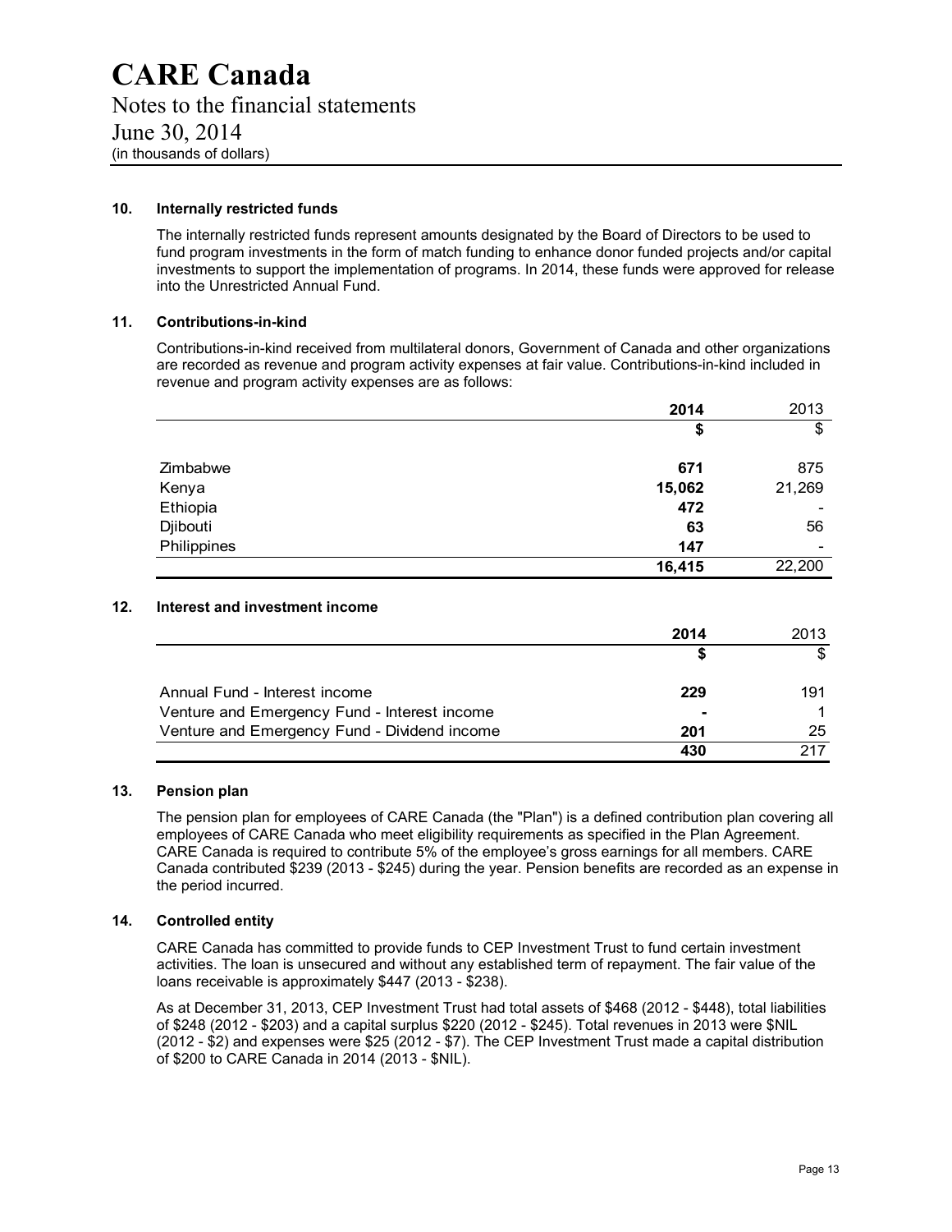# CARE Canada

Notes to the financial statements
June 30, 2014
(in thousands of dollars)

## 10. Internally restricted funds

The internally restricted funds represent amounts designated by the Board of Directors to be used to fund program investments in the form of match funding to enhance donor funded projects and/or capital investments to support the implementation of programs. In 2014, these funds were approved for release into the Unrestricted Annual Fund.

## 11. Contributions-in-kind

Contributions-in-kind received from multilateral donors, Government of Canada and other organizations are recorded as revenue and program activity expenses at fair value. Contributions-in-kind included in revenue and program activity expenses are as follows:

| | **2014** | 2013 |
|---|---|---|
| | **$** | $ |
| Zimbabwe | **671** | 875 |
| Kenya | **15,062** | 21,269 |
| Ethiopia | **472** | - |
| Djibouti | **63** | 56 |
| Philippines | **147** | - |
| | **16,415** | 22,200 |

## 12. Interest and investment income

| | **2014** | 2013 |
|---|---|---|
| | **$** | $ |
| Annual Fund - Interest income | **229** | 191 |
| Venture and Emergency Fund - Interest income | **-** | 1 |
| Venture and Emergency Fund - Dividend income | **201** | 25 |
| | **430** | 217 |

## 13. Pension plan

The pension plan for employees of CARE Canada (the "Plan") is a defined contribution plan covering all employees of CARE Canada who meet eligibility requirements as specified in the Plan Agreement. CARE Canada is required to contribute 5% of the employee's gross earnings for all members. CARE Canada contributed $239 (2013 - $245) during the year. Pension benefits are recorded as an expense in the period incurred.

## 14. Controlled entity

CARE Canada has committed to provide funds to CEP Investment Trust to fund certain investment activities. The loan is unsecured and without any established term of repayment. The fair value of the loans receivable is approximately $447 (2013 - $238).

As at December 31, 2013, CEP Investment Trust had total assets of $468 (2012 - $448), total liabilities of $248 (2012 - $203) and a capital surplus $220 (2012 - $245). Total revenues in 2013 were $NIL (2012 - $2) and expenses were $25 (2012 - $7). The CEP Investment Trust made a capital distribution of $200 to CARE Canada in 2014 (2013 - $NIL).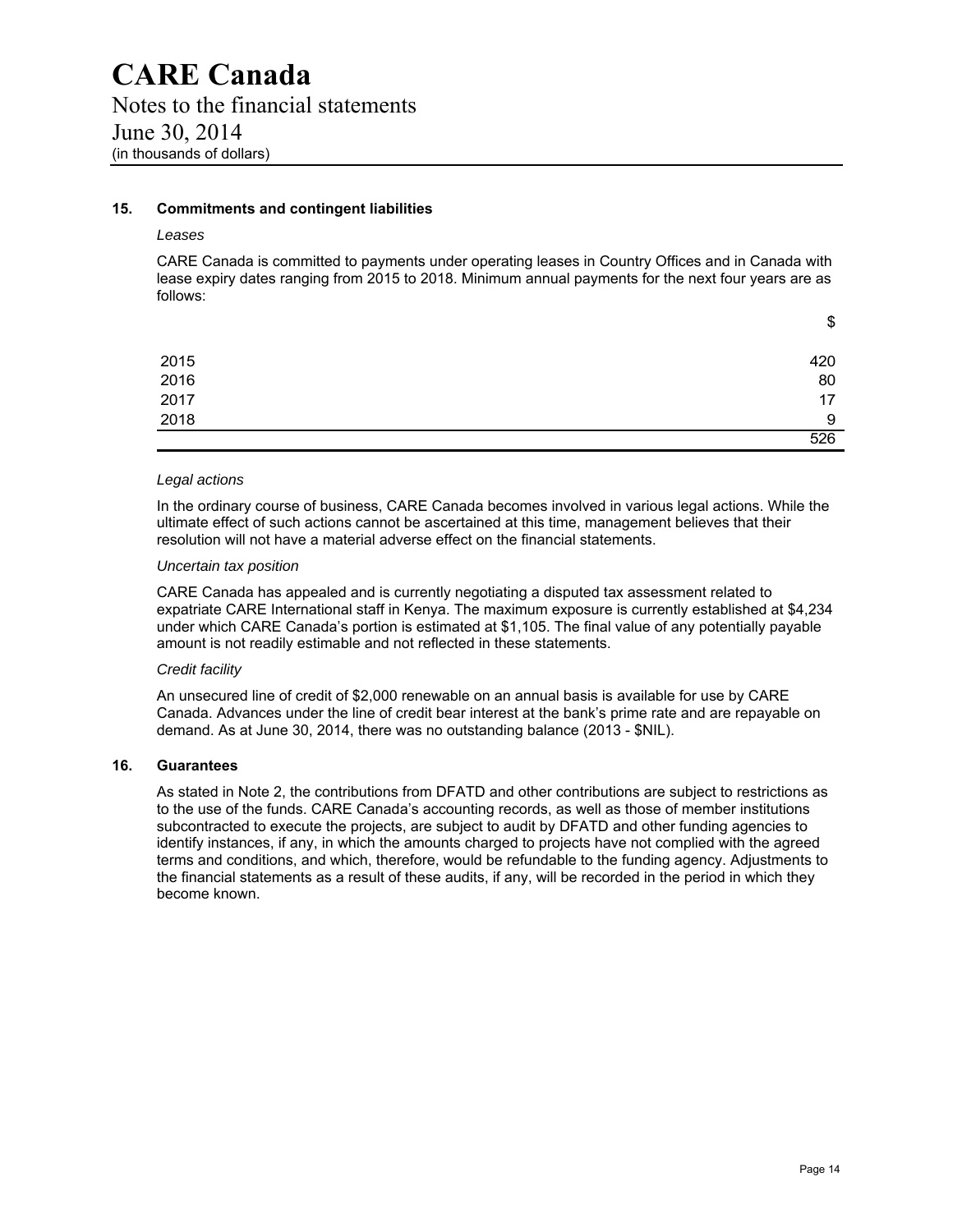# CARE Canada

Notes to the financial statements
June 30, 2014
(in thousands of dollars)

## 15. Commitments and contingent liabilities

*Leases*

CARE Canada is committed to payments under operating leases in Country Offices and in Canada with lease expiry dates ranging from 2015 to 2018. Minimum annual payments for the next four years are as follows:

| | $ |
|---|---|
| 2015 | 420 |
| 2016 | 80 |
| 2017 | 17 |
| 2018 | 9 |
| | 526 |

*Legal actions*

In the ordinary course of business, CARE Canada becomes involved in various legal actions. While the ultimate effect of such actions cannot be ascertained at this time, management believes that their resolution will not have a material adverse effect on the financial statements.

*Uncertain tax position*

CARE Canada has appealed and is currently negotiating a disputed tax assessment related to expatriate CARE International staff in Kenya. The maximum exposure is currently established at $4,234 under which CARE Canada's portion is estimated at $1,105. The final value of any potentially payable amount is not readily estimable and not reflected in these statements.

*Credit facility*

An unsecured line of credit of $2,000 renewable on an annual basis is available for use by CARE Canada. Advances under the line of credit bear interest at the bank's prime rate and are repayable on demand. As at June 30, 2014, there was no outstanding balance (2013 - $NIL).

## 16. Guarantees

As stated in Note 2, the contributions from DFATD and other contributions are subject to restrictions as to the use of the funds. CARE Canada's accounting records, as well as those of member institutions subcontracted to execute the projects, are subject to audit by DFATD and other funding agencies to identify instances, if any, in which the amounts charged to projects have not complied with the agreed terms and conditions, and which, therefore, would be refundable to the funding agency. Adjustments to the financial statements as a result of these audits, if any, will be recorded in the period in which they become known.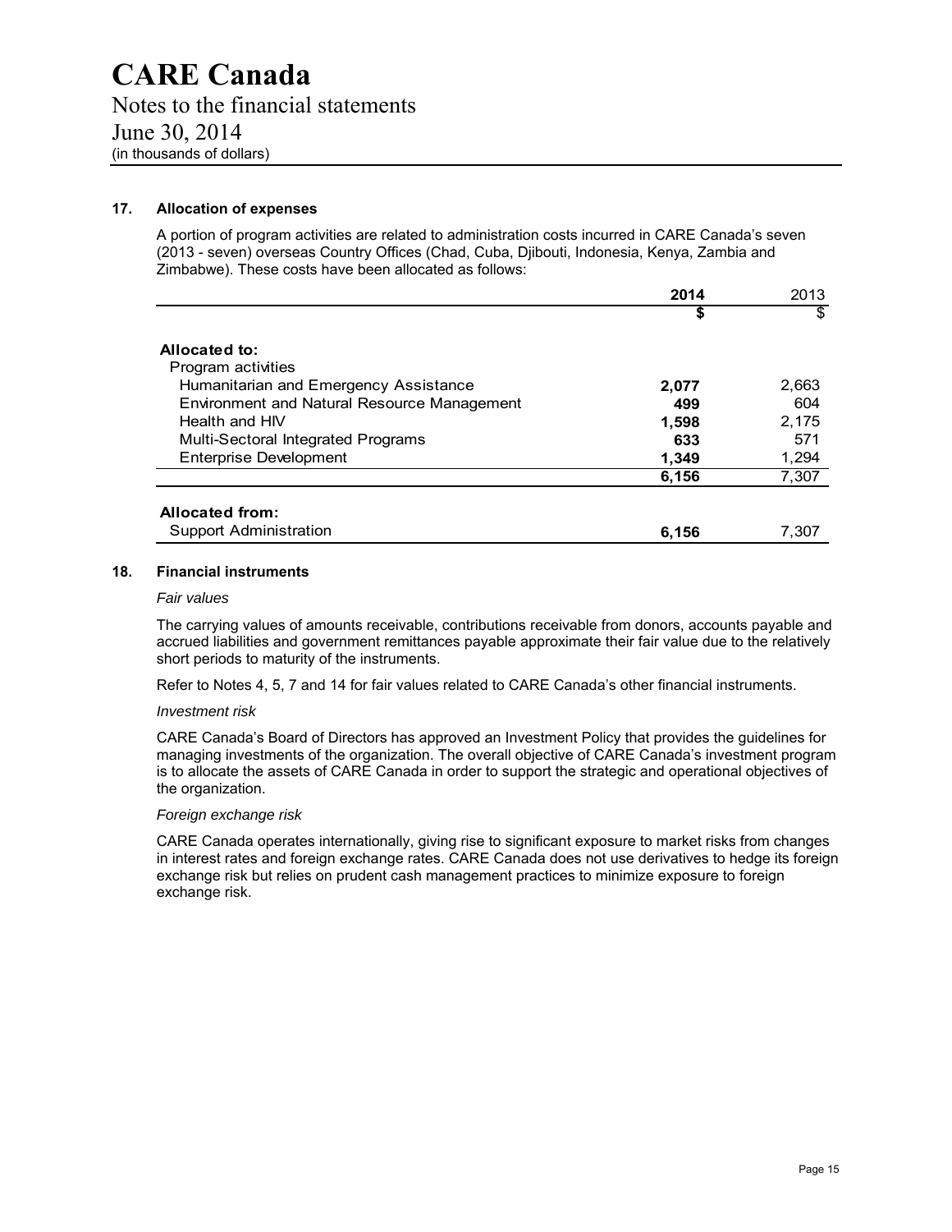# CARE Canada

Notes to the financial statements
June 30, 2014
(in thousands of dollars)

## 17. Allocation of expenses

A portion of program activities are related to administration costs incurred in CARE Canada's seven (2013 - seven) overseas Country Offices (Chad, Cuba, Djibouti, Indonesia, Kenya, Zambia and Zimbabwe). These costs have been allocated as follows:

| | **2014** | 2013 |
|---|---|---|
| | **$** | $ |
| **Allocated to:** | | |
| Program activities | | |
| Humanitarian and Emergency Assistance | **2,077** | 2,663 |
| Environment and Natural Resource Management | **499** | 604 |
| Health and HIV | **1,598** | 2,175 |
| Multi-Sectoral Integrated Programs | **633** | 571 |
| Enterprise Development | **1,349** | 1,294 |
| | **6,156** | 7,307 |
| **Allocated from:** | | |
| Support Administration | **6,156** | 7,307 |

## 18. Financial instruments

*Fair values*

The carrying values of amounts receivable, contributions receivable from donors, accounts payable and accrued liabilities and government remittances payable approximate their fair value due to the relatively short periods to maturity of the instruments.

Refer to Notes 4, 5, 7 and 14 for fair values related to CARE Canada's other financial instruments.

*Investment risk*

CARE Canada's Board of Directors has approved an Investment Policy that provides the guidelines for managing investments of the organization. The overall objective of CARE Canada's investment program is to allocate the assets of CARE Canada in order to support the strategic and operational objectives of the organization.

*Foreign exchange risk*

CARE Canada operates internationally, giving rise to significant exposure to market risks from changes in interest rates and foreign exchange rates. CARE Canada does not use derivatives to hedge its foreign exchange risk but relies on prudent cash management practices to minimize exposure to foreign exchange risk.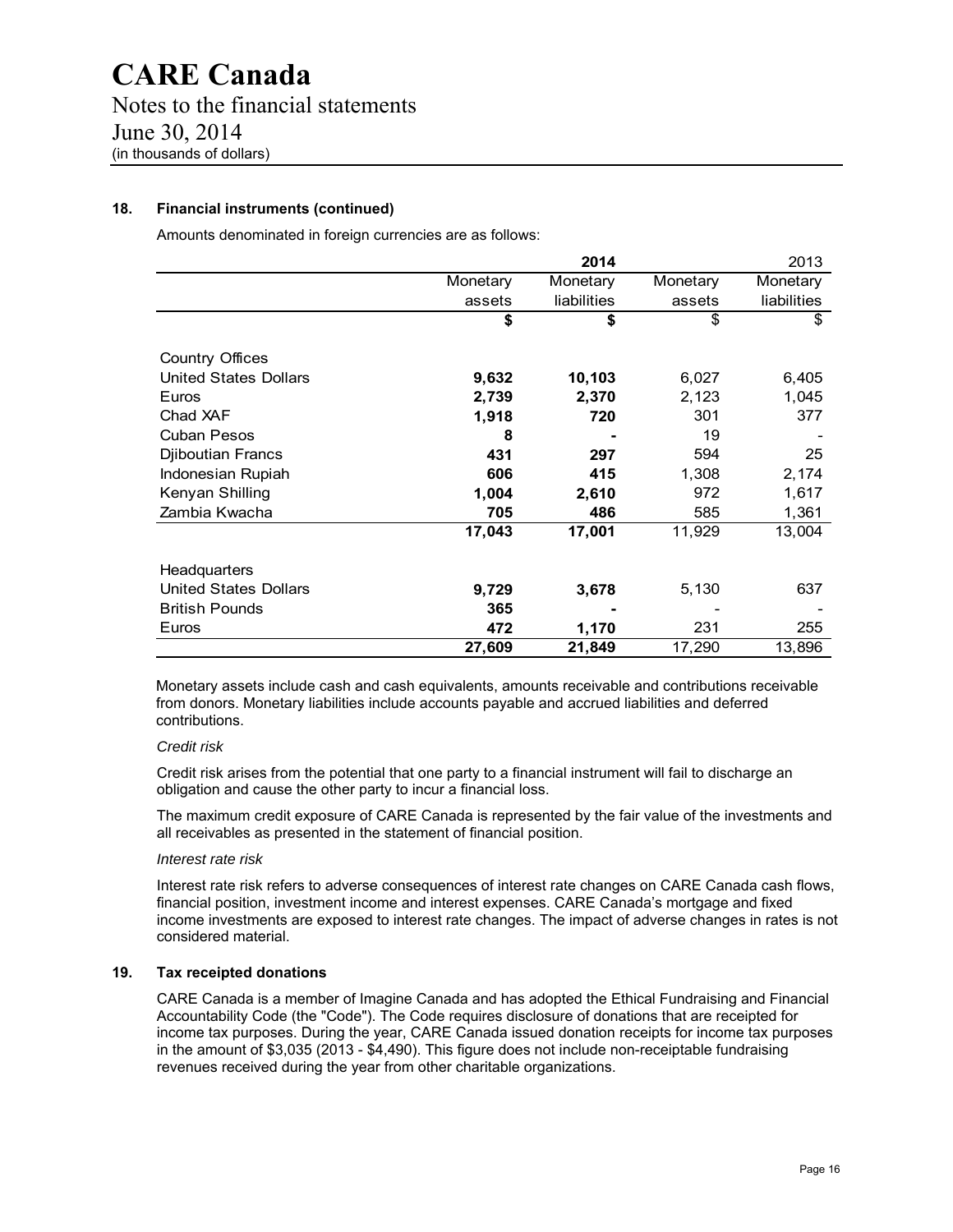# CARE Canada

Notes to the financial statements
June 30, 2014
(in thousands of dollars)

## 18. Financial instruments (continued)

Amounts denominated in foreign currencies are as follows:

| | **2014** | | 2013 | |
|---|---|---|---|---|
| | Monetary assets | Monetary liabilities | Monetary assets | Monetary liabilities |
| | **$** | **$** | $ | $ |
| Country Offices | | | | |
| United States Dollars | **9,632** | **10,103** | 6,027 | 6,405 |
| Euros | **2,739** | **2,370** | 2,123 | 1,045 |
| Chad XAF | **1,918** | **720** | 301 | 377 |
| Cuban Pesos | **8** | **-** | 19 | - |
| Djiboutian Francs | **431** | **297** | 594 | 25 |
| Indonesian Rupiah | **606** | **415** | 1,308 | 2,174 |
| Kenyan Shilling | **1,004** | **2,610** | 972 | 1,617 |
| Zambia Kwacha | **705** | **486** | 585 | 1,361 |
| | **17,043** | **17,001** | 11,929 | 13,004 |
| Headquarters | | | | |
| United States Dollars | **9,729** | **3,678** | 5,130 | 637 |
| British Pounds | **365** | **-** | - | - |
| Euros | **472** | **1,170** | 231 | 255 |
| | **27,609** | **21,849** | 17,290 | 13,896 |

Monetary assets include cash and cash equivalents, amounts receivable and contributions receivable from donors. Monetary liabilities include accounts payable and accrued liabilities and deferred contributions.

*Credit risk*

Credit risk arises from the potential that one party to a financial instrument will fail to discharge an obligation and cause the other party to incur a financial loss.

The maximum credit exposure of CARE Canada is represented by the fair value of the investments and all receivables as presented in the statement of financial position.

*Interest rate risk*

Interest rate risk refers to adverse consequences of interest rate changes on CARE Canada cash flows, financial position, investment income and interest expenses. CARE Canada's mortgage and fixed income investments are exposed to interest rate changes. The impact of adverse changes in rates is not considered material.

## 19. Tax receipted donations

CARE Canada is a member of Imagine Canada and has adopted the Ethical Fundraising and Financial Accountability Code (the "Code"). The Code requires disclosure of donations that are receipted for income tax purposes. During the year, CARE Canada issued donation receipts for income tax purposes in the amount of $3,035 (2013 - $4,490). This figure does not include non-receiptable fundraising revenues received during the year from other charitable organizations.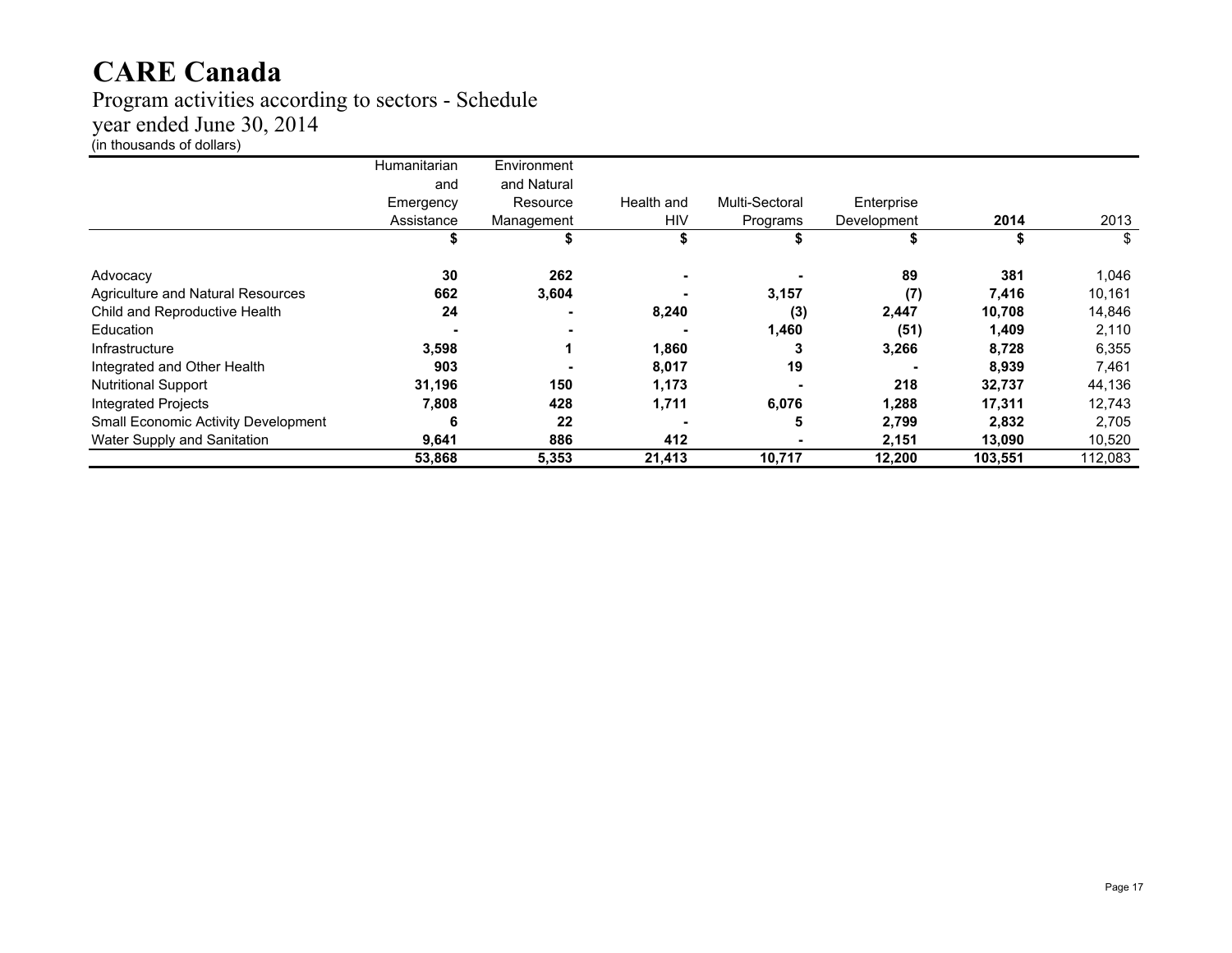# CARE Canada

Program activities according to sectors - Schedule
year ended June 30, 2014
(in thousands of dollars)

| | Humanitarian and Emergency Assistance | Environment and Natural Resource Management | Health and HIV | Multi-Sectoral Programs | Enterprise Development | 2014 | 2013 |
|---|---|---|---|---|---|---|---|
| | $ | $ | $ | $ | $ | $ | $ |
| Advocacy | 30 | 262 | - | - | 89 | 381 | 1,046 |
| Agriculture and Natural Resources | 662 | 3,604 | - | 3,157 | (7) | 7,416 | 10,161 |
| Child and Reproductive Health | 24 | - | 8,240 | (3) | 2,447 | 10,708 | 14,846 |
| Education | - | - | - | 1,460 | (51) | 1,409 | 2,110 |
| Infrastructure | 3,598 | 1 | 1,860 | 3 | 3,266 | 8,728 | 6,355 |
| Integrated and Other Health | 903 | - | 8,017 | 19 | - | 8,939 | 7,461 |
| Nutritional Support | 31,196 | 150 | 1,173 | - | 218 | 32,737 | 44,136 |
| Integrated Projects | 7,808 | 428 | 1,711 | 6,076 | 1,288 | 17,311 | 12,743 |
| Small Economic Activity Development | 6 | 22 | - | 5 | 2,799 | 2,832 | 2,705 |
| Water Supply and Sanitation | 9,641 | 886 | 412 | - | 2,151 | 13,090 | 10,520 |
| | 53,868 | 5,353 | 21,413 | 10,717 | 12,200 | 103,551 | 112,083 |